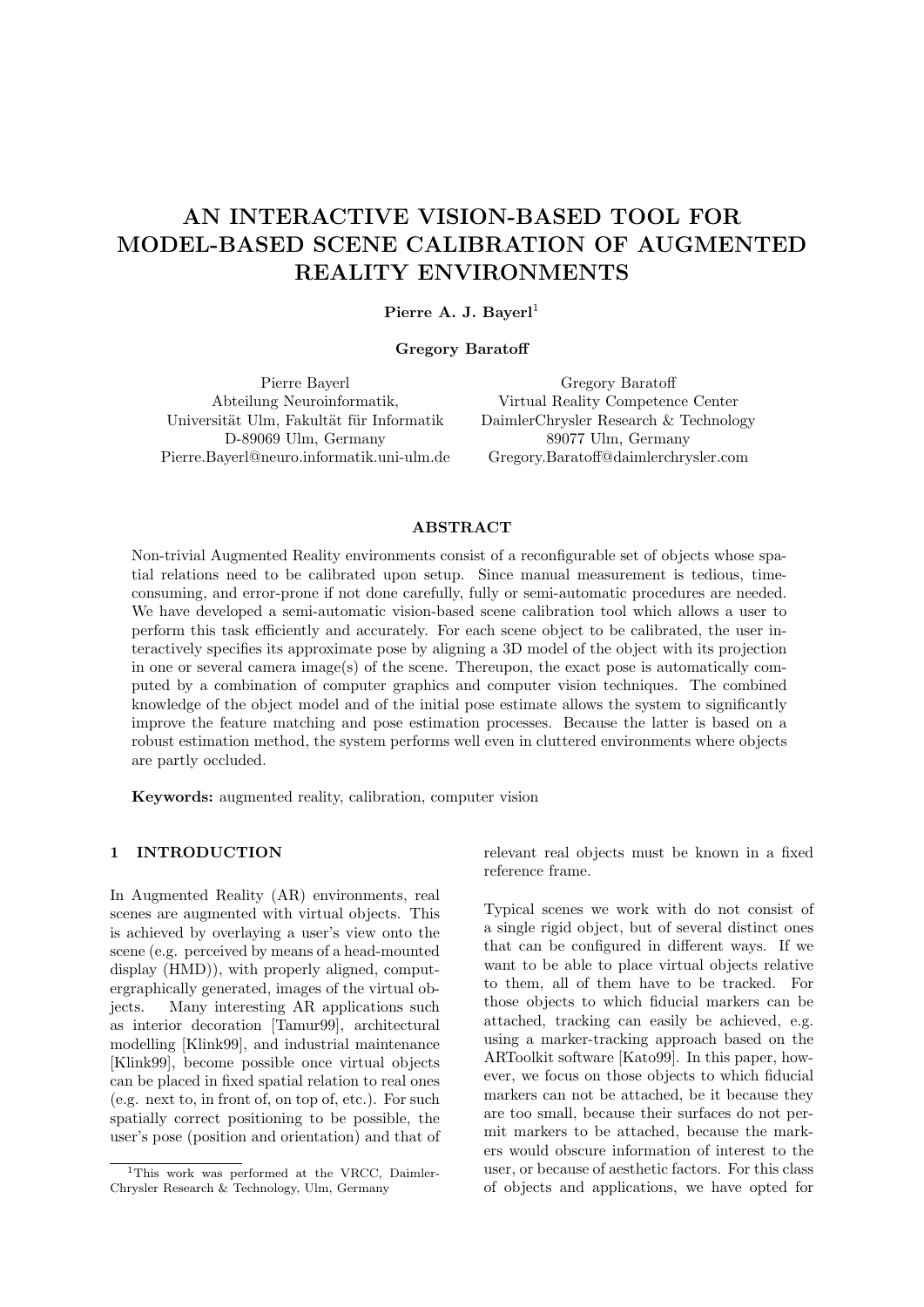# AN INTERACTIVE VISION-BASED TOOL FOR MODEL-BASED SCENE CALIBRATION OF AUGMENTED REALITY ENVIRONMENTS

**Pierre A. J. Bayerl**[1]

**Gregory Baratoff**

Pierre Bayerl
Abteilung Neuroinformatik,
Universität Ulm, Fakultät für Informatik
D-89069 Ulm, Germany
Pierre.Bayerl@neuro.informatik.uni-ulm.de

Gregory Baratoff
Virtual Reality Competence Center
DaimlerChrysler Research & Technology
89077 Ulm, Germany
Gregory.Baratoff@daimlerchrysler.com

## ABSTRACT

Non-trivial Augmented Reality environments consist of a reconfigurable set of objects whose spatial relations need to be calibrated upon setup. Since manual measurement is tedious, time-consuming, and error-prone if not done carefully, fully or semi-automatic procedures are needed. We have developed a semi-automatic vision-based scene calibration tool which allows a user to perform this task efficiently and accurately. For each scene object to be calibrated, the user interactively specifies its approximate pose by aligning a 3D model of the object with its projection in one or several camera image(s) of the scene. Thereupon, the exact pose is automatically computed by a combination of computer graphics and computer vision techniques. The combined knowledge of the object model and of the initial pose estimate allows the system to significantly improve the feature matching and pose estimation processes. Because the latter is based on a robust estimation method, the system performs well even in cluttered environments where objects are partly occluded.

**Keywords:** augmented reality, calibration, computer vision

## 1 INTRODUCTION

In Augmented Reality (AR) environments, real scenes are augmented with virtual objects. This is achieved by overlaying a user's view onto the scene (e.g. perceived by means of a head-mounted display (HMD)), with properly aligned, computergraphically generated, images of the virtual objects. Many interesting AR applications such as interior decoration [Tamur99], architectural modelling [Klink99], and industrial maintenance [Klink99], become possible once virtual objects can be placed in fixed spatial relation to real ones (e.g. next to, in front of, on top of, etc.). For such spatially correct positioning to be possible, the user's pose (position and orientation) and that of relevant real objects must be known in a fixed reference frame.

Typical scenes we work with do not consist of a single rigid object, but of several distinct ones that can be configured in different ways. If we want to be able to place virtual objects relative to them, all of them have to be tracked. For those objects to which fiducial markers can be attached, tracking can easily be achieved, e.g. using a marker-tracking approach based on the ARToolkit software [Kato99]. In this paper, however, we focus on those objects to which fiducial markers can not be attached, be it because they are too small, because their surfaces do not permit markers to be attached, because the markers would obscure information of interest to the user, or because of aesthetic factors. For this class of objects and applications, we have opted for

[1] This work was performed at the VRCC, DaimlerChrysler Research & Technology, Ulm, Germany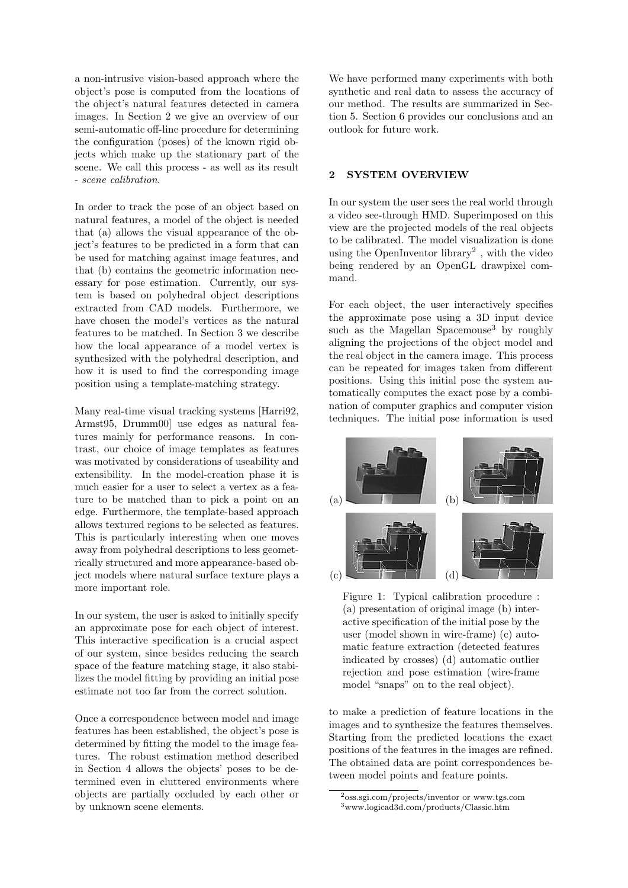a non-intrusive vision-based approach where the object's pose is computed from the locations of the object's natural features detected in camera images. In Section 2 we give an overview of our semi-automatic off-line procedure for determining the configuration (poses) of the known rigid objects which make up the stationary part of the scene. We call this process - as well as its result - *scene calibration*.

In order to track the pose of an object based on natural features, a model of the object is needed that (a) allows the visual appearance of the object's features to be predicted in a form that can be used for matching against image features, and that (b) contains the geometric information necessary for pose estimation. Currently, our system is based on polyhedral object descriptions extracted from CAD models. Furthermore, we have chosen the model's vertices as the natural features to be matched. In Section 3 we describe how the local appearance of a model vertex is synthesized with the polyhedral description, and how it is used to find the corresponding image position using a template-matching strategy.

Many real-time visual tracking systems [Harri92, Armst95, Drumm00] use edges as natural features mainly for performance reasons. In contrast, our choice of image templates as features was motivated by considerations of useability and extensibility. In the model-creation phase it is much easier for a user to select a vertex as a feature to be matched than to pick a point on an edge. Furthermore, the template-based approach allows textured regions to be selected as features. This is particularly interesting when one moves away from polyhedral descriptions to less geometrically structured and more appearance-based object models where natural surface texture plays a more important role.

In our system, the user is asked to initially specify an approximate pose for each object of interest. This interactive specification is a crucial aspect of our system, since besides reducing the search space of the feature matching stage, it also stabilizes the model fitting by providing an initial pose estimate not too far from the correct solution.

Once a correspondence between model and image features has been established, the object's pose is determined by fitting the model to the image features. The robust estimation method described in Section 4 allows the objects' poses to be determined even in cluttered environments where objects are partially occluded by each other or by unknown scene elements.

We have performed many experiments with both synthetic and real data to assess the accuracy of our method. The results are summarized in Section 5. Section 6 provides our conclusions and an outlook for future work.

## 2 SYSTEM OVERVIEW

In our system the user sees the real world through a video see-through HMD. Superimposed on this view are the projected models of the real objects to be calibrated. The model visualization is done using the OpenInventor library[2] , with the video being rendered by an OpenGL drawpixel command.

For each object, the user interactively specifies the approximate pose using a 3D input device such as the Magellan Spacemouse[3] by roughly aligning the projections of the object model and the real object in the camera image. This process can be repeated for images taken from different positions. Using this initial pose the system automatically computes the exact pose by a combination of computer graphics and computer vision techniques. The initial pose information is used to make a prediction of feature locations in the images and to synthesize the features themselves. Starting from the predicted locations the exact positions of the features in the images are refined. The obtained data are point correspondences between model points and feature points.

(a) (b) (c) (d)

Figure 1: Typical calibration procedure : (a) presentation of original image (b) interactive specification of the initial pose by the user (model shown in wire-frame) (c) automatic feature extraction (detected features indicated by crosses) (d) automatic outlier rejection and pose estimation (wire-frame model "snaps" on to the real object).

[2] oss.sgi.com/projects/inventor or www.tgs.com

[3] www.logicad3d.com/products/Classic.htm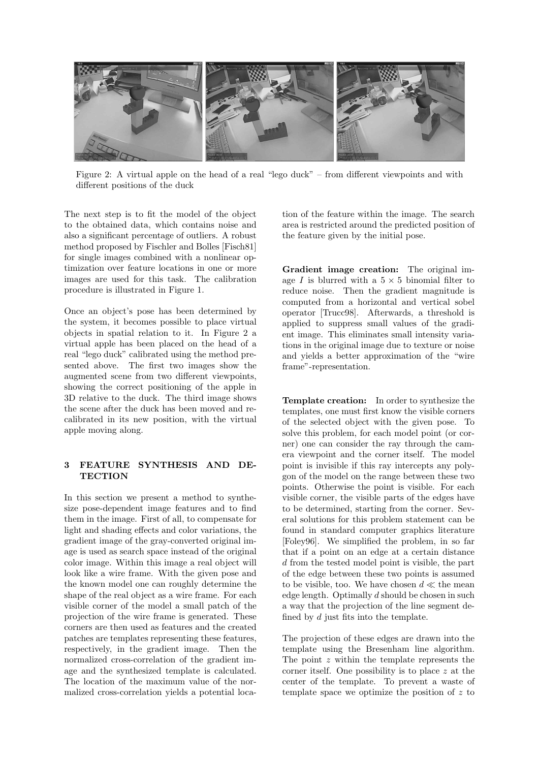Figure 2: A virtual apple on the head of a real "lego duck" – from different viewpoints and with different positions of the duck

The next step is to fit the model of the object to the obtained data, which contains noise and also a significant percentage of outliers. A robust method proposed by Fischler and Bolles [Fisch81] for single images combined with a nonlinear optimization over feature locations in one or more images are used for this task. The calibration procedure is illustrated in Figure 1.

Once an object's pose has been determined by the system, it becomes possible to place virtual objects in spatial relation to it. In Figure 2 a virtual apple has been placed on the head of a real "lego duck" calibrated using the method presented above. The first two images show the augmented scene from two different viewpoints, showing the correct positioning of the apple in 3D relative to the duck. The third image shows the scene after the duck has been moved and recalibrated in its new position, with the virtual apple moving along.

## 3 FEATURE SYNTHESIS AND DETECTION

In this section we present a method to synthesize pose-dependent image features and to find them in the image. First of all, to compensate for light and shading effects and color variations, the gradient image of the gray-converted original image is used as search space instead of the original color image. Within this image a real object will look like a wire frame. With the given pose and the known model one can roughly determine the shape of the real object as a wire frame. For each visible corner of the model a small patch of the projection of the wire frame is generated. These corners are then used as features and the created patches are templates representing these features, respectively, in the gradient image. Then the normalized cross-correlation of the gradient image and the synthesized template is calculated. The location of the maximum value of the normalized cross-correlation yields a potential location of the feature within the image. The search area is restricted around the predicted position of the feature given by the initial pose.

**Gradient image creation:** The original image $I$ is blurred with a $5 \times 5$ binomial filter to reduce noise. Then the gradient magnitude is computed from a horizontal and vertical sobel operator [Trucc98]. Afterwards, a threshold is applied to suppress small values of the gradient image. This eliminates small intensity variations in the original image due to texture or noise and yields a better approximation of the "wire frame"-representation.

**Template creation:** In order to synthesize the templates, one must first know the visible corners of the selected object with the given pose. To solve this problem, for each model point (or corner) one can consider the ray through the camera viewpoint and the corner itself. The model point is invisible if this ray intercepts any polygon of the model on the range between these two points. Otherwise the point is visible. For each visible corner, the visible parts of the edges have to be determined, starting from the corner. Several solutions for this problem statement can be found in standard computer graphics literature [Foley96]. We simplified the problem, in so far that if a point on an edge at a certain distance $d$ from the tested model point is visible, the part of the edge between these two points is assumed to be visible, too. We have chosen $d \ll$ the mean edge length. Optimally $d$ should be chosen in such a way that the projection of the line segment defined by $d$ just fits into the template.

The projection of these edges are drawn into the template using the Bresenham line algorithm. The point $z$ within the template represents the corner itself. One possibility is to place $z$ at the center of the template. To prevent a waste of template space we optimize the position of $z$ to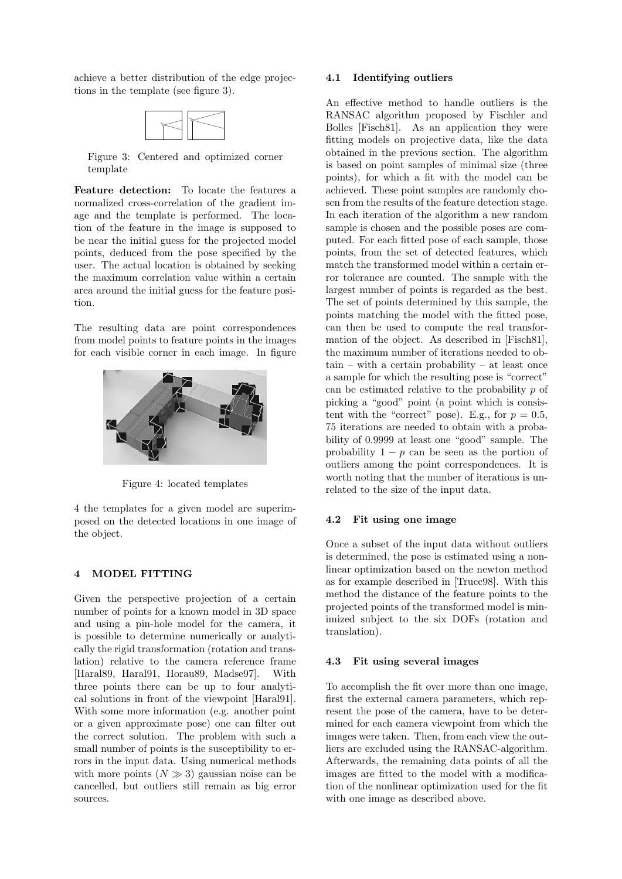achieve a better distribution of the edge projections in the template (see figure 3).

Figure 3: Centered and optimized corner template

**Feature detection:** To locate the features a normalized cross-correlation of the gradient image and the template is performed. The location of the feature in the image is supposed to be near the initial guess for the projected model points, deduced from the pose specified by the user. The actual location is obtained by seeking the maximum correlation value within a certain area around the initial guess for the feature position.

The resulting data are point correspondences from model points to feature points in the images for each visible corner in each image. In figure 4 the templates for a given model are superimposed on the detected locations in one image of the object.

Figure 4: located templates

## 4 MODEL FITTING

Given the perspective projection of a certain number of points for a known model in 3D space and using a pin-hole model for the camera, it is possible to determine numerically or analytically the rigid transformation (rotation and translation) relative to the camera reference frame [Haral89, Haral91, Horau89, Madse97]. With three points there can be up to four analytical solutions in front of the viewpoint [Haral91]. With some more information (e.g. another point or a given approximate pose) one can filter out the correct solution. The problem with such a small number of points is the susceptibility to errors in the input data. Using numerical methods with more points ($N \gg 3$) gaussian noise can be cancelled, but outliers still remain as big error sources.

### 4.1 Identifying outliers

An effective method to handle outliers is the RANSAC algorithm proposed by Fischler and Bolles [Fisch81]. As an application they were fitting models on projective data, like the data obtained in the previous section. The algorithm is based on point samples of minimal size (three points), for which a fit with the model can be achieved. These point samples are randomly chosen from the results of the feature detection stage. In each iteration of the algorithm a new random sample is chosen and the possible poses are computed. For each fitted pose of each sample, those points, from the set of detected features, which match the transformed model within a certain error tolerance are counted. The sample with the largest number of points is regarded as the best. The set of points determined by this sample, the points matching the model with the fitted pose, can then be used to compute the real transformation of the object. As described in [Fisch81], the maximum number of iterations needed to obtain – with a certain probability – at least once a sample for which the resulting pose is "correct" can be estimated relative to the probability $p$ of picking a "good" point (a point which is consistent with the "correct" pose). E.g., for $p = 0.5$, 75 iterations are needed to obtain with a probability of 0.9999 at least one "good" sample. The probability $1 - p$ can be seen as the portion of outliers among the point correspondences. It is worth noting that the number of iterations is unrelated to the size of the input data.

### 4.2 Fit using one image

Once a subset of the input data without outliers is determined, the pose is estimated using a nonlinear optimization based on the newton method as for example described in [Trucc98]. With this method the distance of the feature points to the projected points of the transformed model is minimized subject to the six DOFs (rotation and translation).

### 4.3 Fit using several images

To accomplish the fit over more than one image, first the external camera parameters, which represent the pose of the camera, have to be determined for each camera viewpoint from which the images were taken. Then, from each view the outliers are excluded using the RANSAC-algorithm. Afterwards, the remaining data points of all the images are fitted to the model with a modification of the nonlinear optimization used for the fit with one image as described above.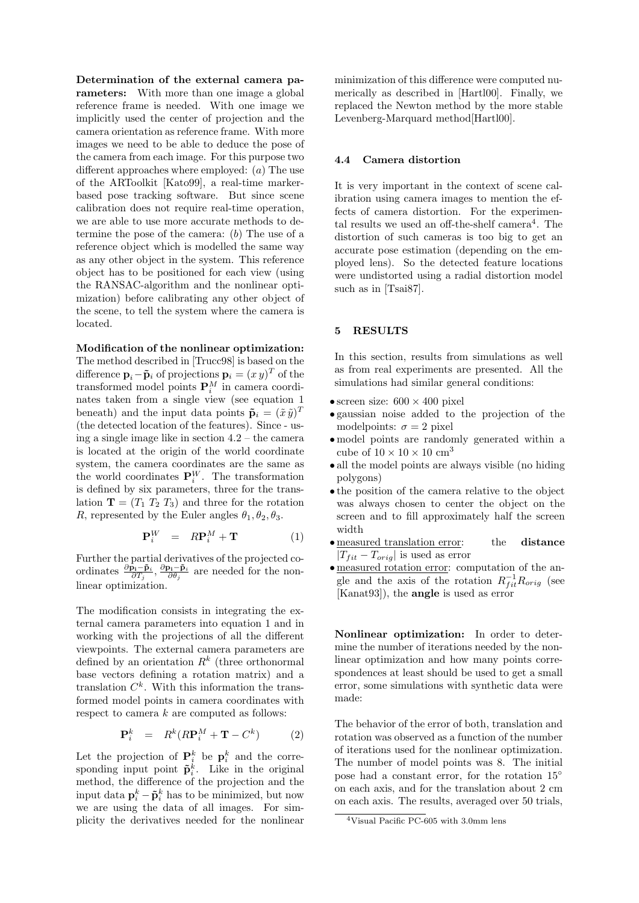**Determination of the external camera parameters:** With more than one image a global reference frame is needed. With one image we implicitly used the center of projection and the camera orientation as reference frame. With more images we need to be able to deduce the pose of the camera from each image. For this purpose two different approaches where employed: (*a*) The use of the ARToolkit [Kato99], a real-time marker-based pose tracking software. But since scene calibration does not require real-time operation, we are able to use more accurate methods to determine the pose of the camera: (*b*) The use of a reference object which is modelled the same way as any other object in the system. This reference object has to be positioned for each view (using the RANSAC-algorithm and the nonlinear optimization) before calibrating any other object of the scene, to tell the system where the camera is located.

**Modification of the nonlinear optimization:** The method described in [Trucc98] is based on the difference $\mathbf{p}_i - \tilde{\mathbf{p}}_i$ of projections $\mathbf{p}_i = (x\, y)^T$ of the transformed model points $\mathbf{P}_i^M$ in camera coordinates taken from a single view (see equation 1 beneath) and the input data points $\tilde{\mathbf{p}}_i = (\tilde{x}\, \tilde{y})^T$ (the detected location of the features). Since - using a single image like in section 4.2 – the camera is located at the origin of the world coordinate system, the camera coordinates are the same as the world coordinates $\mathbf{P}_i^W$. The transformation is defined by six parameters, three for the translation $\mathbf{T} = (T_1\ T_2\ T_3)$ and three for the rotation $R$, represented by the Euler angles $\theta_1, \theta_2, \theta_3$.

$$\mathbf{P}_i^W \quad = \quad R\mathbf{P}_i^M + \mathbf{T} \tag{1}$$

Further the partial derivatives of the projected coordinates $\frac{\partial \mathbf{p_i} - \tilde{\mathbf{p}}_i}{\partial T_j}$, $\frac{\partial \mathbf{p_i} - \tilde{\mathbf{p}}_i}{\partial \theta_j}$ are needed for the nonlinear optimization.

The modification consists in integrating the external camera parameters into equation 1 and in working with the projections of all the different viewpoints. The external camera parameters are defined by an orientation $R^k$ (three orthonormal base vectors defining a rotation matrix) and a translation $C^k$. With this information the transformed model points in camera coordinates with respect to camera $k$ are computed as follows:

$$\mathbf{P}_i^k \quad = \quad R^k(R\mathbf{P}_i^M + \mathbf{T} - C^k) \tag{2}$$

Let the projection of $\mathbf{P}_i^k$ be $\mathbf{p}_i^k$ and the corresponding input point $\tilde{\mathbf{p}}_i^k$. Like in the original method, the difference of the projection and the input data $\mathbf{p}_i^k - \tilde{\mathbf{p}}_i^k$ has to be minimized, but now we are using the data of all images. For simplicity the derivatives needed for the nonlinear minimization of this difference were computed numerically as described in [Hartl00]. Finally, we replaced the Newton method by the more stable Levenberg-Marquard method[Hartl00].

### 4.4 Camera distortion

It is very important in the context of scene calibration using camera images to mention the effects of camera distortion. For the experimental results we used an off-the-shelf camera[4]. The distortion of such cameras is too big to get an accurate pose estimation (depending on the employed lens). So the detected feature locations were undistorted using a radial distortion model such as in [Tsai87].

## 5 RESULTS

In this section, results from simulations as well as from real experiments are presented. All the simulations had similar general conditions:

- screen size: $600 \times 400$ pixel
- gaussian noise added to the projection of the modelpoints: $\sigma = 2$ pixel
- model points are randomly generated within a cube of $10 \times 10 \times 10$ cm$^3$
- all the model points are always visible (no hiding polygons)
- the position of the camera relative to the object was always chosen to center the object on the screen and to fill approximately half the screen width
- measured translation error: the **distance** $|T_{fit} - T_{orig}|$ is used as error
- measured rotation error: computation of the angle and the axis of the rotation $R_{fit}^{-1} R_{orig}$ (see [Kanat93]), the **angle** is used as error

**Nonlinear optimization:** In order to determine the number of iterations needed by the nonlinear optimization and how many points correspondences at least should be used to get a small error, some simulations with synthetic data were made:

The behavior of the error of both, translation and rotation was observed as a function of the number of iterations used for the nonlinear optimization. The number of model points was 8. The initial pose had a constant error, for the rotation 15° on each axis, and for the translation about 2 cm on each axis. The results, averaged over 50 trials,

[4] Visual Pacific PC-605 with 3.0mm lens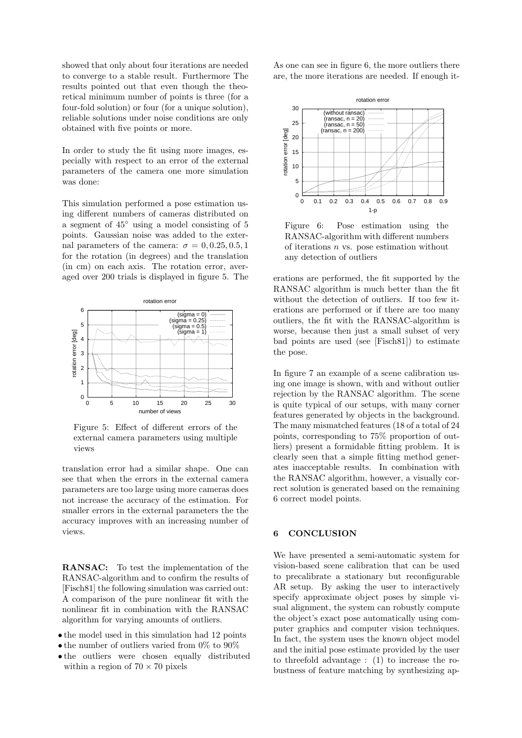showed that only about four iterations are needed to converge to a stable result. Furthermore The results pointed out that even though the theoretical minimum number of points is three (for a four-fold solution) or four (for a unique solution), reliable solutions under noise conditions are only obtained with five points or more.

In order to study the fit using more images, especially with respect to an error of the external parameters of the camera one more simulation was done:

This simulation performed a pose estimation using different numbers of cameras distributed on a segment of 45° using a model consisting of 5 points. Gaussian noise was added to the external parameters of the camera: $\sigma = 0, 0.25, 0.5, 1$ for the rotation (in degrees) and the translation (in cm) on each axis. The rotation error, averaged over 200 trials is displayed in figure 5. The translation error had a similar shape. One can see that when the errors in the external camera parameters are too large using more cameras does not increase the accuracy of the estimation. For smaller errors in the external parameters the the accuracy improves with an increasing number of views.

rotation error
rotation error [deg]
number of views
(sigma = 0)
(sigma = 0.25)
(sigma = 0.5)
(sigma = 1)
0 5 10 15 20 25 30
0 1 2 3 4 5 6

Figure 5: Effect of different errors of the external camera parameters using multiple views

**RANSAC:** To test the implementation of the RANSAC-algorithm and to confirm the results of [Fisch81] the following simulation was carried out: A comparison of the pure nonlinear fit with the nonlinear fit in combination with the RANSAC algorithm for varying amounts of outliers.

- the model used in this simulation had 12 points
- the number of outliers varied from 0% to 90%
- the outliers were chosen equally distributed within a region of $70 \times 70$ pixels

As one can see in figure 6, the more outliers there are, the more iterations are needed. If enough iterations are performed, the fit supported by the RANSAC algorithm is much better than the fit without the detection of outliers. If too few iterations are performed or if there are too many outliers, the fit with the RANSAC-algorithm is worse, because then just a small subset of very bad points are used (see [Fisch81]) to estimate the pose.

rotation error
rotation error [deg]
1-p
(without ransac)
(ransac, n = 20)
(ransac, n = 50)
(ransac, n = 200)
0 0.1 0.2 0.3 0.4 0.5 0.6 0.7 0.8 0.9
0 5 10 15 20 25 30

Figure 6: Pose estimation using the RANSAC-algorithm with different numbers of iterations $n$ vs. pose estimation without any detection of outliers

In figure 7 an example of a scene calibration using one image is shown, with and without outlier rejection by the RANSAC algorithm. The scene is quite typical of our setups, with many corner features generated by objects in the background. The many mismatched features (18 of a total of 24 points, corresponding to 75% proportion of outliers) present a formidable fitting problem. It is clearly seen that a simple fitting method generates inacceptable results. In combination with the RANSAC algorithm, however, a visually correct solution is generated based on the remaining 6 correct model points.

## 6 CONCLUSION

We have presented a semi-automatic system for vision-based scene calibration that can be used to precalibrate a stationary but reconfigurable AR setup. By asking the user to interactively specify approximate object poses by simple visual alignment, the system can robustly compute the object's exact pose automatically using computer graphics and computer vision techniques. In fact, the system uses the known object model and the initial pose estimate provided by the user to threefold advantage : (1) to increase the robustness of feature matching by synthesizing ap-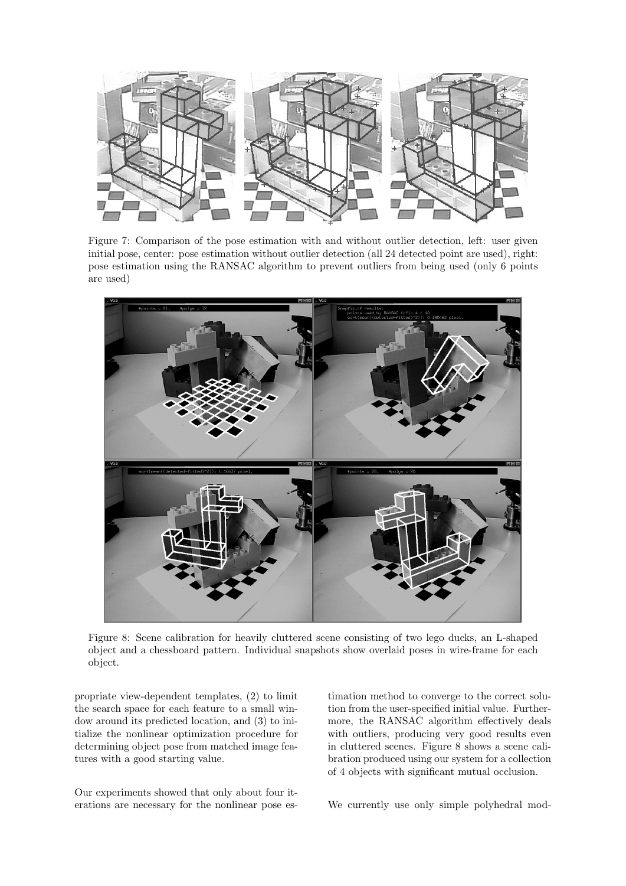Figure 7: Comparison of the pose estimation with and without outlier detection, left: user given initial pose, center: pose estimation without outlier detection (all 24 detected point are used), right: pose estimation using the RANSAC algorithm to prevent outliers from being used (only 6 points are used)

Figure 8: Scene calibration for heavily cluttered scene consisting of two lego ducks, an L-shaped object and a chessboard pattern. Individual snapshots show overlaid poses in wire-frame for each object.

propriate view-dependent templates, (2) to limit the search space for each feature to a small window around its predicted location, and (3) to initialize the nonlinear optimization procedure for determining object pose from matched image features with a good starting value.

Our experiments showed that only about four iterations are necessary for the nonlinear pose estimation method to converge to the correct solution from the user-specified initial value. Furthermore, the RANSAC algorithm effectively deals with outliers, producing very good results even in cluttered scenes. Figure 8 shows a scene calibration produced using our system for a collection of 4 objects with significant mutual occlusion.

We currently use only simple polyhedral mod-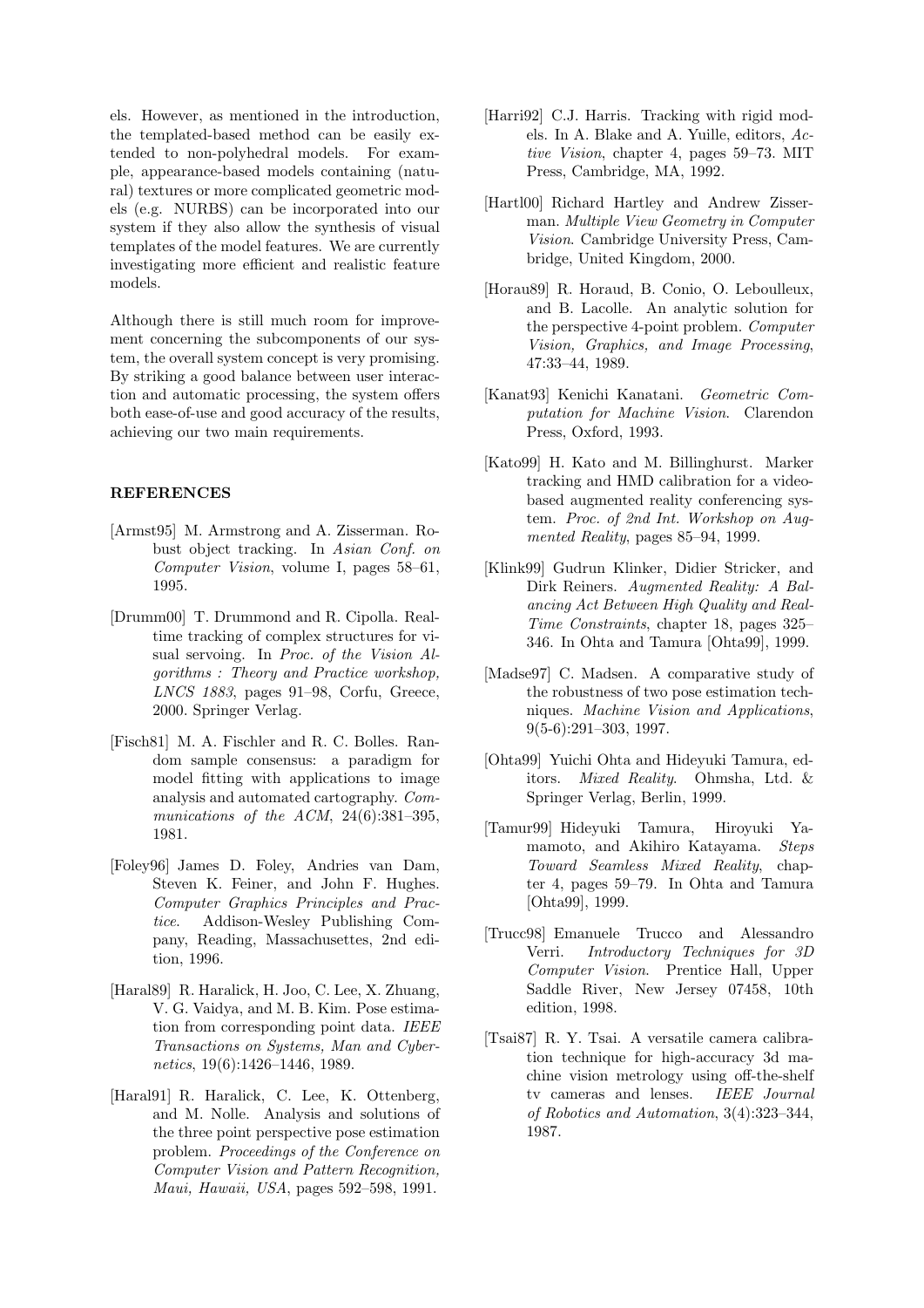els. However, as mentioned in the introduction, the templated-based method can be easily extended to non-polyhedral models. For example, appearance-based models containing (natural) textures or more complicated geometric models (e.g. NURBS) can be incorporated into our system if they also allow the synthesis of visual templates of the model features. We are currently investigating more efficient and realistic feature models.

Although there is still much room for improvement concerning the subcomponents of our system, the overall system concept is very promising. By striking a good balance between user interaction and automatic processing, the system offers both ease-of-use and good accuracy of the results, achieving our two main requirements.

## REFERENCES

[Armst95] M. Armstrong and A. Zisserman. Robust object tracking. In *Asian Conf. on Computer Vision*, volume I, pages 58–61, 1995.

[Drumm00] T. Drummond and R. Cipolla. Real-time tracking of complex structures for visual servoing. In *Proc. of the Vision Algorithms : Theory and Practice workshop, LNCS 1883*, pages 91–98, Corfu, Greece, 2000. Springer Verlag.

[Fisch81] M. A. Fischler and R. C. Bolles. Random sample consensus: a paradigm for model fitting with applications to image analysis and automated cartography. *Communications of the ACM*, 24(6):381–395, 1981.

[Foley96] James D. Foley, Andries van Dam, Steven K. Feiner, and John F. Hughes. *Computer Graphics Principles and Practice.* Addison-Wesley Publishing Company, Reading, Massachusettes, 2nd edition, 1996.

[Haral89] R. Haralick, H. Joo, C. Lee, X. Zhuang, V. G. Vaidya, and M. B. Kim. Pose estimation from corresponding point data. *IEEE Transactions on Systems, Man and Cybernetics*, 19(6):1426–1446, 1989.

[Haral91] R. Haralick, C. Lee, K. Ottenberg, and M. Nolle. Analysis and solutions of the three point perspective pose estimation problem. *Proceedings of the Conference on Computer Vision and Pattern Recognition, Maui, Hawaii, USA*, pages 592–598, 1991.

[Harri92] C.J. Harris. Tracking with rigid models. In A. Blake and A. Yuille, editors, *Active Vision*, chapter 4, pages 59–73. MIT Press, Cambridge, MA, 1992.

[Hartl00] Richard Hartley and Andrew Zisserman. *Multiple View Geometry in Computer Vision*. Cambridge University Press, Cambridge, United Kingdom, 2000.

[Horau89] R. Horaud, B. Conio, O. Leboulleux, and B. Lacolle. An analytic solution for the perspective 4-point problem. *Computer Vision, Graphics, and Image Processing*, 47:33–44, 1989.

[Kanat93] Kenichi Kanatani. *Geometric Computation for Machine Vision*. Clarendon Press, Oxford, 1993.

[Kato99] H. Kato and M. Billinghurst. Marker tracking and HMD calibration for a video-based augmented reality conferencing system. *Proc. of 2nd Int. Workshop on Augmented Reality*, pages 85–94, 1999.

[Klink99] Gudrun Klinker, Didier Stricker, and Dirk Reiners. *Augmented Reality: A Balancing Act Between High Quality and Real-Time Constraints*, chapter 18, pages 325–346. In Ohta and Tamura [Ohta99], 1999.

[Madse97] C. Madsen. A comparative study of the robustness of two pose estimation techniques. *Machine Vision and Applications*, 9(5-6):291–303, 1997.

[Ohta99] Yuichi Ohta and Hideyuki Tamura, editors. *Mixed Reality*. Ohmsha, Ltd. & Springer Verlag, Berlin, 1999.

[Tamur99] Hideyuki Tamura, Hiroyuki Yamamoto, and Akihiro Katayama. *Steps Toward Seamless Mixed Reality*, chapter 4, pages 59–79. In Ohta and Tamura [Ohta99], 1999.

[Trucc98] Emanuele Trucco and Alessandro Verri. *Introductory Techniques for 3D Computer Vision*. Prentice Hall, Upper Saddle River, New Jersey 07458, 10th edition, 1998.

[Tsai87] R. Y. Tsai. A versatile camera calibration technique for high-accuracy 3d machine vision metrology using off-the-shelf tv cameras and lenses. *IEEE Journal of Robotics and Automation*, 3(4):323–344, 1987.